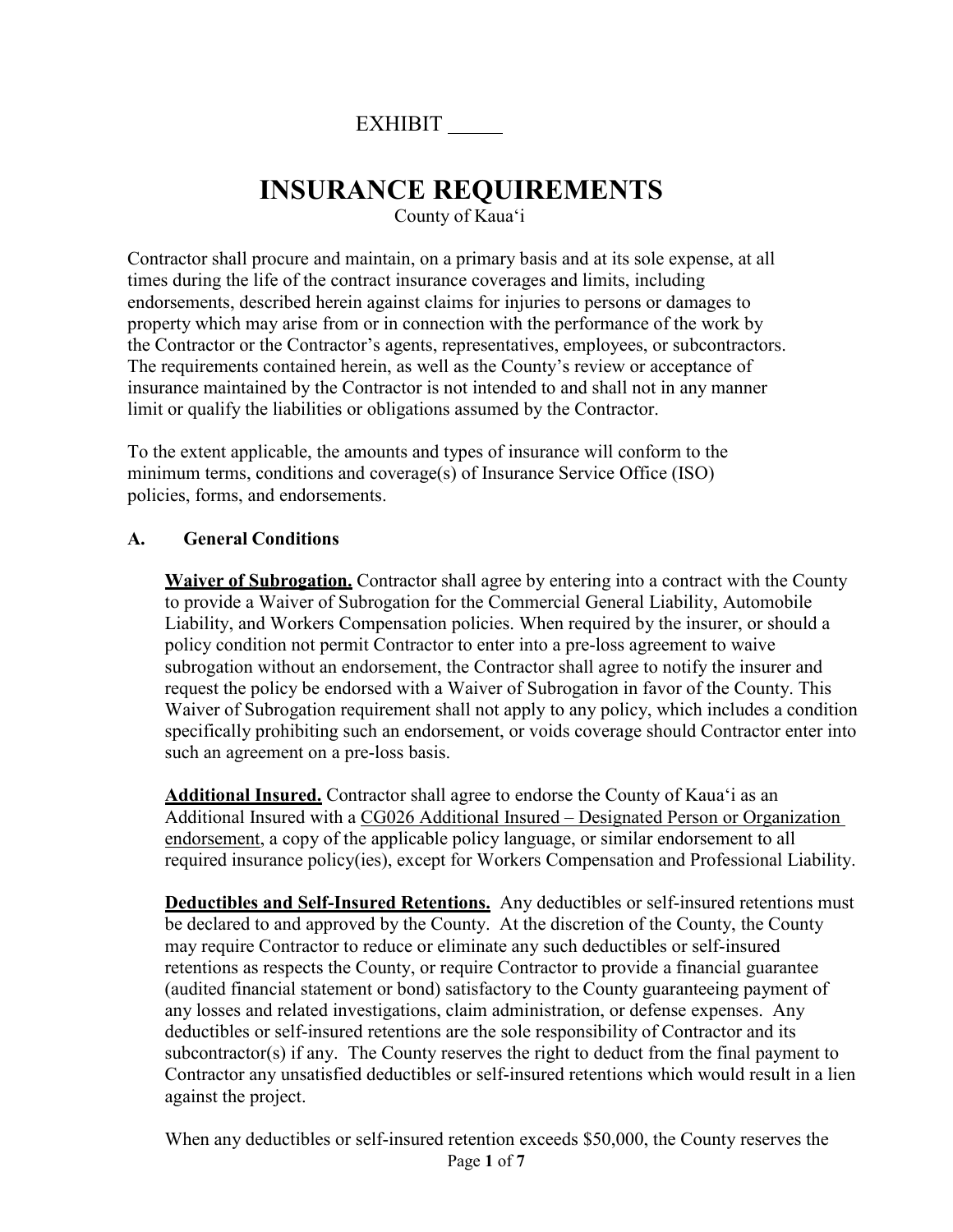EXHIBIT _____

# INSURANCE REQUIREMENTS

County of Kauaʻi

Contractor shall procure and maintain, on a primary basis and at its sole expense, at all times during the life of the contract insurance coverages and limits, including endorsements, described herein against claims for injuries to persons or damages to property which may arise from or in connection with the performance of the work by the Contractor or the Contractor's agents, representatives, employees, or subcontractors. The requirements contained herein, as well as the County's review or acceptance of insurance maintained by the Contractor is not intended to and shall not in any manner limit or qualify the liabilities or obligations assumed by the Contractor.

To the extent applicable, the amounts and types of insurance will conform to the minimum terms, conditions and coverage(s) of Insurance Service Office (ISO) policies, forms, and endorsements.

## A. General Conditions

**Waiver of Subrogation.** Contractor shall agree by entering into a contract with the County to provide a Waiver of Subrogation for the Commercial General Liability, Automobile Liability, and Workers Compensation policies. When required by the insurer, or should a policy condition not permit Contractor to enter into a pre-loss agreement to waive subrogation without an endorsement, the Contractor shall agree to notify the insurer and request the policy be endorsed with a Waiver of Subrogation in favor of the County. This Waiver of Subrogation requirement shall not apply to any policy, which includes a condition specifically prohibiting such an endorsement, or voids coverage should Contractor enter into such an agreement on a pre-loss basis.

**Additional Insured.** Contractor shall agree to endorse the County of Kauaʻi as an Additional Insured with a CG026 Additional Insured – Designated Person or Organization endorsement, a copy of the applicable policy language, or similar endorsement to all required insurance policy(ies), except for Workers Compensation and Professional Liability.

**Deductibles and Self-Insured Retentions.** Any deductibles or self-insured retentions must be declared to and approved by the County. At the discretion of the County, the County may require Contractor to reduce or eliminate any such deductibles or self-insured retentions as respects the County, or require Contractor to provide a financial guarantee (audited financial statement or bond) satisfactory to the County guaranteeing payment of any losses and related investigations, claim administration, or defense expenses. Any deductibles or self-insured retentions are the sole responsibility of Contractor and its subcontractor(s) if any. The County reserves the right to deduct from the final payment to Contractor any unsatisfied deductibles or self-insured retentions which would result in a lien against the project.

When any deductibles or self-insured retention exceeds $50,000, the County reserves the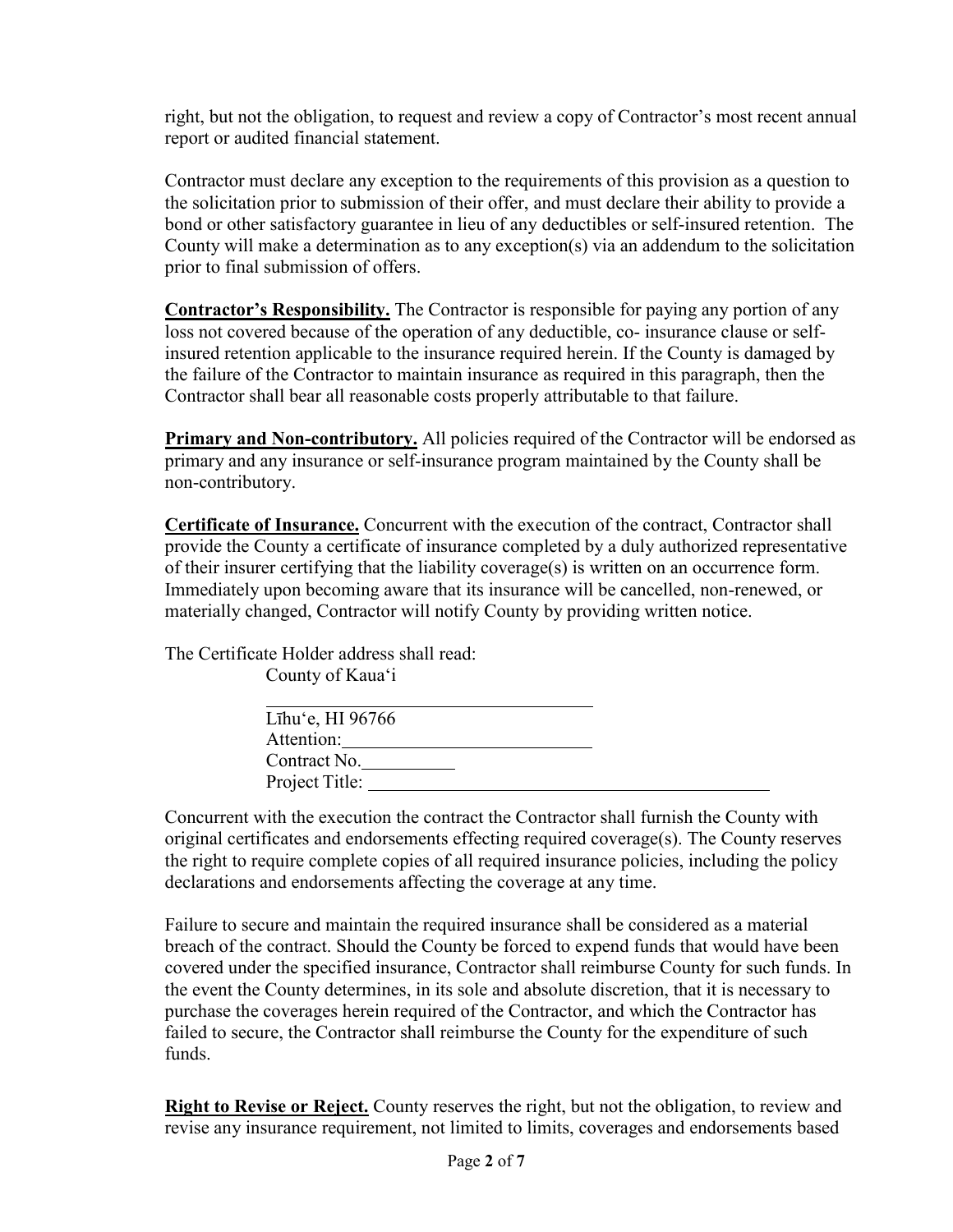right, but not the obligation, to request and review a copy of Contractor's most recent annual report or audited financial statement.

Contractor must declare any exception to the requirements of this provision as a question to the solicitation prior to submission of their offer, and must declare their ability to provide a bond or other satisfactory guarantee in lieu of any deductibles or self-insured retention. The County will make a determination as to any exception(s) via an addendum to the solicitation prior to final submission of offers.

**Contractor's Responsibility.** The Contractor is responsible for paying any portion of any loss not covered because of the operation of any deductible, co- insurance clause or self-insured retention applicable to the insurance required herein. If the County is damaged by the failure of the Contractor to maintain insurance as required in this paragraph, then the Contractor shall bear all reasonable costs properly attributable to that failure.

**Primary and Non-contributory.** All policies required of the Contractor will be endorsed as primary and any insurance or self-insurance program maintained by the County shall be non-contributory.

**Certificate of Insurance.** Concurrent with the execution of the contract, Contractor shall provide the County a certificate of insurance completed by a duly authorized representative of their insurer certifying that the liability coverage(s) is written on an occurrence form. Immediately upon becoming aware that its insurance will be cancelled, non-renewed, or materially changed, Contractor will notify County by providing written notice.

The Certificate Holder address shall read:

County of Kaua'i
\_\_\_\_\_\_\_\_\_\_\_\_\_\_\_\_\_\_\_\_\_\_\_\_\_\_\_\_\_\_\_\_\_\_\_\_
Līhu'e, HI 96766
Attention:\_\_\_\_\_\_\_\_\_\_\_\_\_\_\_\_\_\_\_\_\_\_\_\_\_\_\_\_
Contract No.\_\_\_\_\_\_\_\_\_\_\_
Project Title: \_\_\_\_\_\_\_\_\_\_\_\_\_\_\_\_\_\_\_\_\_\_\_\_\_\_\_\_\_\_\_\_\_\_\_\_\_\_\_\_\_\_\_\_\_

Concurrent with the execution the contract the Contractor shall furnish the County with original certificates and endorsements effecting required coverage(s). The County reserves the right to require complete copies of all required insurance policies, including the policy declarations and endorsements affecting the coverage at any time.

Failure to secure and maintain the required insurance shall be considered as a material breach of the contract. Should the County be forced to expend funds that would have been covered under the specified insurance, Contractor shall reimburse County for such funds. In the event the County determines, in its sole and absolute discretion, that it is necessary to purchase the coverages herein required of the Contractor, and which the Contractor has failed to secure, the Contractor shall reimburse the County for the expenditure of such funds.

**Right to Revise or Reject.** County reserves the right, but not the obligation, to review and revise any insurance requirement, not limited to limits, coverages and endorsements based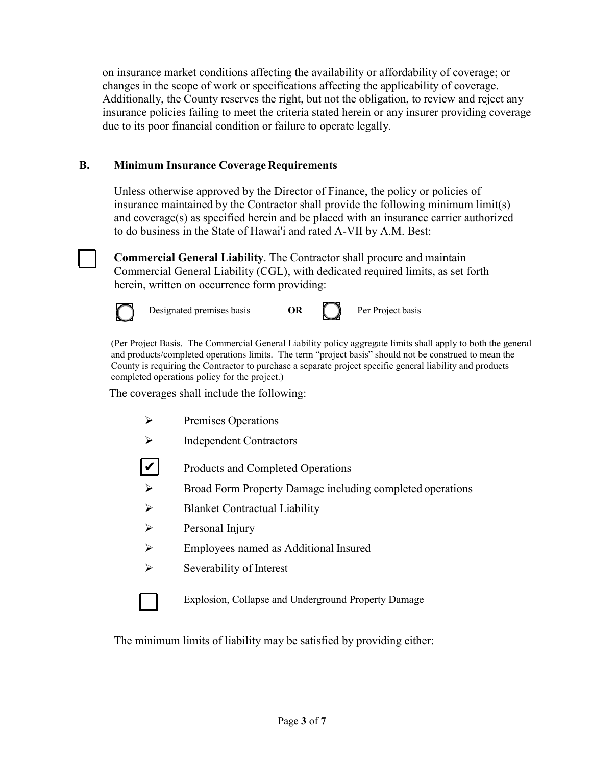on insurance market conditions affecting the availability or affordability of coverage; or changes in the scope of work or specifications affecting the applicability of coverage. Additionally, the County reserves the right, but not the obligation, to review and reject any insurance policies failing to meet the criteria stated herein or any insurer providing coverage due to its poor financial condition or failure to operate legally.

**B. Minimum Insurance Coverage Requirements**

Unless otherwise approved by the Director of Finance, the policy or policies of insurance maintained by the Contractor shall provide the following minimum limit(s) and coverage(s) as specified herein and be placed with an insurance carrier authorized to do business in the State of Hawai'i and rated A-VII by A.M. Best:

☐ **Commercial General Liability**. The Contractor shall procure and maintain Commercial General Liability (CGL), with dedicated required limits, as set forth herein, written on occurrence form providing:

○ Designated premises basis **OR** ○ Per Project basis

(Per Project Basis. The Commercial General Liability policy aggregate limits shall apply to both the general and products/completed operations limits. The term "project basis" should not be construed to mean the County is requiring the Contractor to purchase a separate project specific general liability and products completed operations policy for the project.)

The coverages shall include the following:

- Premises Operations
- Independent Contractors
- ☑ Products and Completed Operations
- Broad Form Property Damage including completed operations
- Blanket Contractual Liability
- Personal Injury
- Employees named as Additional Insured
- Severability of Interest
- ☐ Explosion, Collapse and Underground Property Damage

The minimum limits of liability may be satisfied by providing either: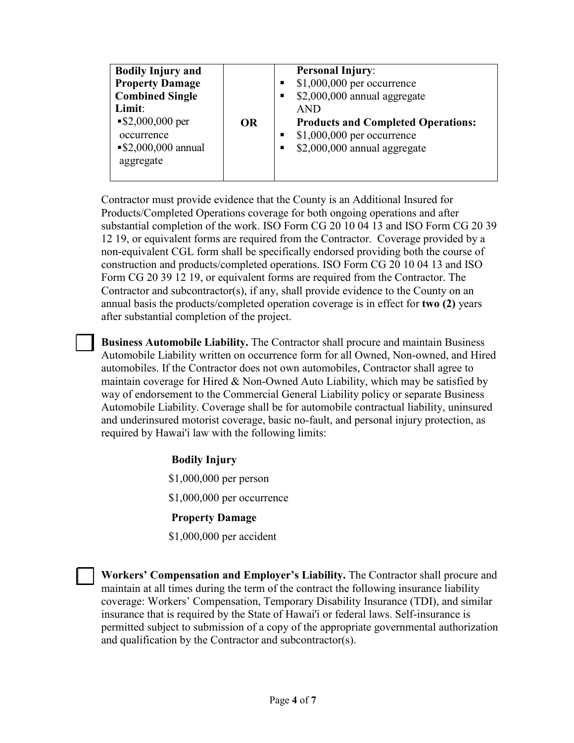| | | |
|---|---|---|
| **Bodily Injury and Property Damage Combined Single Limit**:<br>▪ $2,000,000 per occurrence<br>▪ $2,000,000 annual aggregate | **OR** | **Personal Injury**:<br>▪ $1,000,000 per occurrence<br>▪ $2,000,000 annual aggregate<br>AND<br>**Products and Completed Operations:**<br>▪ $1,000,000 per occurrence<br>▪ $2,000,000 annual aggregate |

Contractor must provide evidence that the County is an Additional Insured for Products/Completed Operations coverage for both ongoing operations and after substantial completion of the work. ISO Form CG 20 10 04 13 and ISO Form CG 20 39 12 19, or equivalent forms are required from the Contractor. Coverage provided by a non-equivalent CGL form shall be specifically endorsed providing both the course of construction and products/completed operations. ISO Form CG 20 10 04 13 and ISO Form CG 20 39 12 19, or equivalent forms are required from the Contractor. The Contractor and subcontractor(s), if any, shall provide evidence to the County on an annual basis the products/completed operation coverage is in effect for **two (2)** years after substantial completion of the project.

☐ **Business Automobile Liability.** The Contractor shall procure and maintain Business Automobile Liability written on occurrence form for all Owned, Non-owned, and Hired automobiles. If the Contractor does not own automobiles, Contractor shall agree to maintain coverage for Hired & Non-Owned Auto Liability, which may be satisfied by way of endorsement to the Commercial General Liability policy or separate Business Automobile Liability. Coverage shall be for automobile contractual liability, uninsured and underinsured motorist coverage, basic no-fault, and personal injury protection, as required by Hawai'i law with the following limits:

**Bodily Injury**

$1,000,000 per person

$1,000,000 per occurrence

**Property Damage**

$1,000,000 per accident

☐ **Workers' Compensation and Employer's Liability.** The Contractor shall procure and maintain at all times during the term of the contract the following insurance liability coverage: Workers' Compensation, Temporary Disability Insurance (TDI), and similar insurance that is required by the State of Hawai'i or federal laws. Self-insurance is permitted subject to submission of a copy of the appropriate governmental authorization and qualification by the Contractor and subcontractor(s).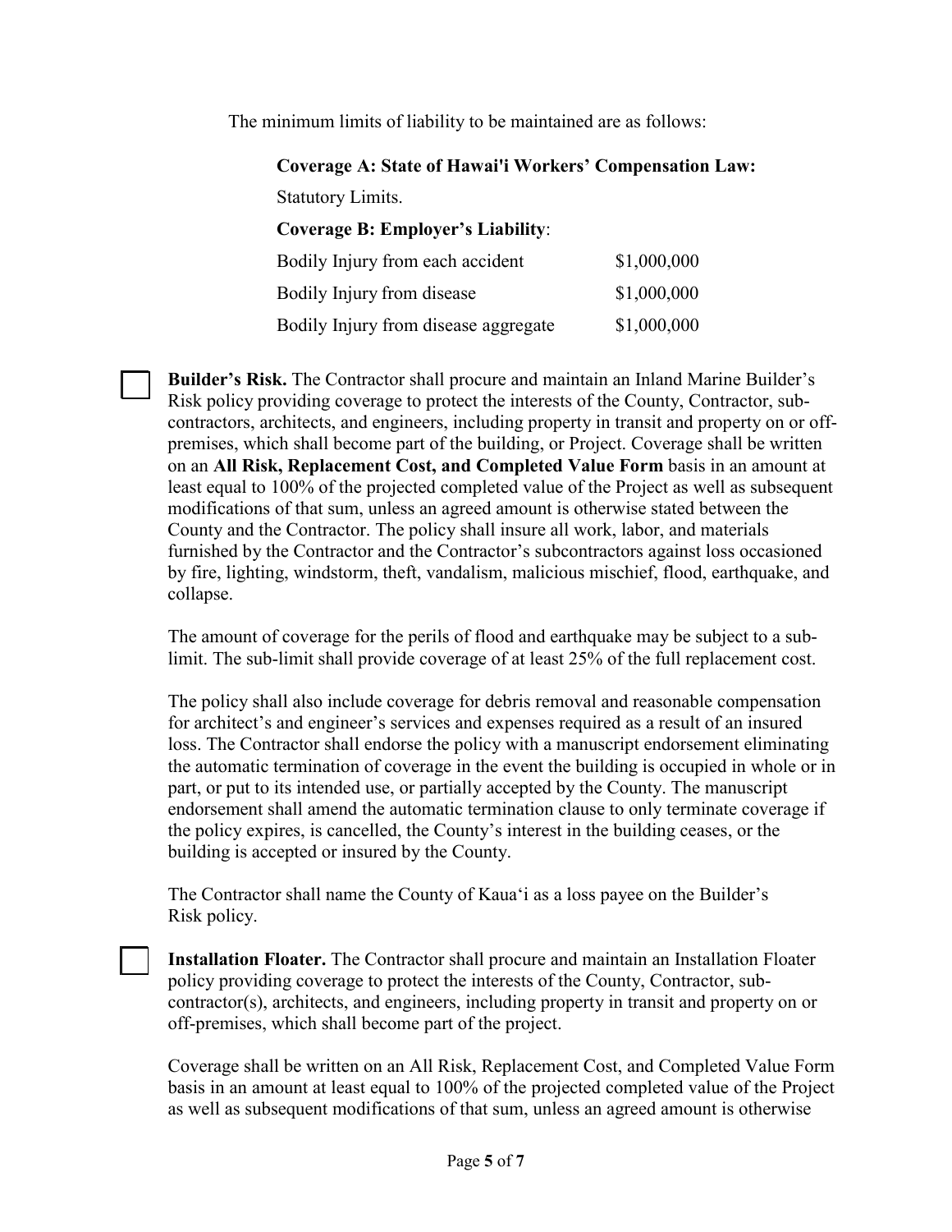The minimum limits of liability to be maintained are as follows:

**Coverage A: State of Hawai'i Workers' Compensation Law:**

Statutory Limits.

**Coverage B: Employer's Liability**:

| | |
|---|---|
| Bodily Injury from each accident | $1,000,000 |
| Bodily Injury from disease | $1,000,000 |
| Bodily Injury from disease aggregate | $1,000,000 |

☐ **Builder's Risk.** The Contractor shall procure and maintain an Inland Marine Builder's Risk policy providing coverage to protect the interests of the County, Contractor, sub-contractors, architects, and engineers, including property in transit and property on or off-premises, which shall become part of the building, or Project. Coverage shall be written on an **All Risk, Replacement Cost, and Completed Value Form** basis in an amount at least equal to 100% of the projected completed value of the Project as well as subsequent modifications of that sum, unless an agreed amount is otherwise stated between the County and the Contractor. The policy shall insure all work, labor, and materials furnished by the Contractor and the Contractor's subcontractors against loss occasioned by fire, lighting, windstorm, theft, vandalism, malicious mischief, flood, earthquake, and collapse.

The amount of coverage for the perils of flood and earthquake may be subject to a sub-limit. The sub-limit shall provide coverage of at least 25% of the full replacement cost.

The policy shall also include coverage for debris removal and reasonable compensation for architect's and engineer's services and expenses required as a result of an insured loss. The Contractor shall endorse the policy with a manuscript endorsement eliminating the automatic termination of coverage in the event the building is occupied in whole or in part, or put to its intended use, or partially accepted by the County. The manuscript endorsement shall amend the automatic termination clause to only terminate coverage if the policy expires, is cancelled, the County's interest in the building ceases, or the building is accepted or insured by the County.

The Contractor shall name the County of Kaua'i as a loss payee on the Builder's Risk policy.

☐ **Installation Floater.** The Contractor shall procure and maintain an Installation Floater policy providing coverage to protect the interests of the County, Contractor, sub-contractor(s), architects, and engineers, including property in transit and property on or off-premises, which shall become part of the project.

Coverage shall be written on an All Risk, Replacement Cost, and Completed Value Form basis in an amount at least equal to 100% of the projected completed value of the Project as well as subsequent modifications of that sum, unless an agreed amount is otherwise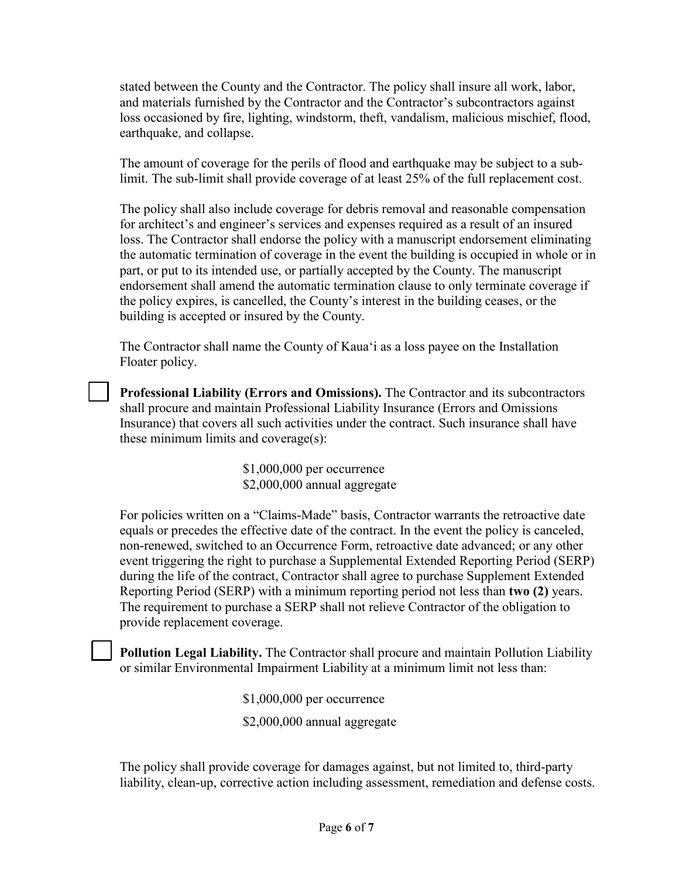stated between the County and the Contractor. The policy shall insure all work, labor, and materials furnished by the Contractor and the Contractor's subcontractors against loss occasioned by fire, lighting, windstorm, theft, vandalism, malicious mischief, flood, earthquake, and collapse.

The amount of coverage for the perils of flood and earthquake may be subject to a sub-limit. The sub-limit shall provide coverage of at least 25% of the full replacement cost.

The policy shall also include coverage for debris removal and reasonable compensation for architect's and engineer's services and expenses required as a result of an insured loss. The Contractor shall endorse the policy with a manuscript endorsement eliminating the automatic termination of coverage in the event the building is occupied in whole or in part, or put to its intended use, or partially accepted by the County. The manuscript endorsement shall amend the automatic termination clause to only terminate coverage if the policy expires, is cancelled, the County's interest in the building ceases, or the building is accepted or insured by the County.

The Contractor shall name the County of Kaua'i as a loss payee on the Installation Floater policy.

☐ **Professional Liability (Errors and Omissions).** The Contractor and its subcontractors shall procure and maintain Professional Liability Insurance (Errors and Omissions Insurance) that covers all such activities under the contract. Such insurance shall have these minimum limits and coverage(s):

$1,000,000 per occurrence
$2,000,000 annual aggregate

For policies written on a "Claims-Made" basis, Contractor warrants the retroactive date equals or precedes the effective date of the contract. In the event the policy is canceled, non-renewed, switched to an Occurrence Form, retroactive date advanced; or any other event triggering the right to purchase a Supplemental Extended Reporting Period (SERP) during the life of the contract, Contractor shall agree to purchase Supplement Extended Reporting Period (SERP) with a minimum reporting period not less than **two (2)** years. The requirement to purchase a SERP shall not relieve Contractor of the obligation to provide replacement coverage.

☐ **Pollution Legal Liability.** The Contractor shall procure and maintain Pollution Liability or similar Environmental Impairment Liability at a minimum limit not less than:

$1,000,000 per occurrence

$2,000,000 annual aggregate

The policy shall provide coverage for damages against, but not limited to, third-party liability, clean-up, corrective action including assessment, remediation and defense costs.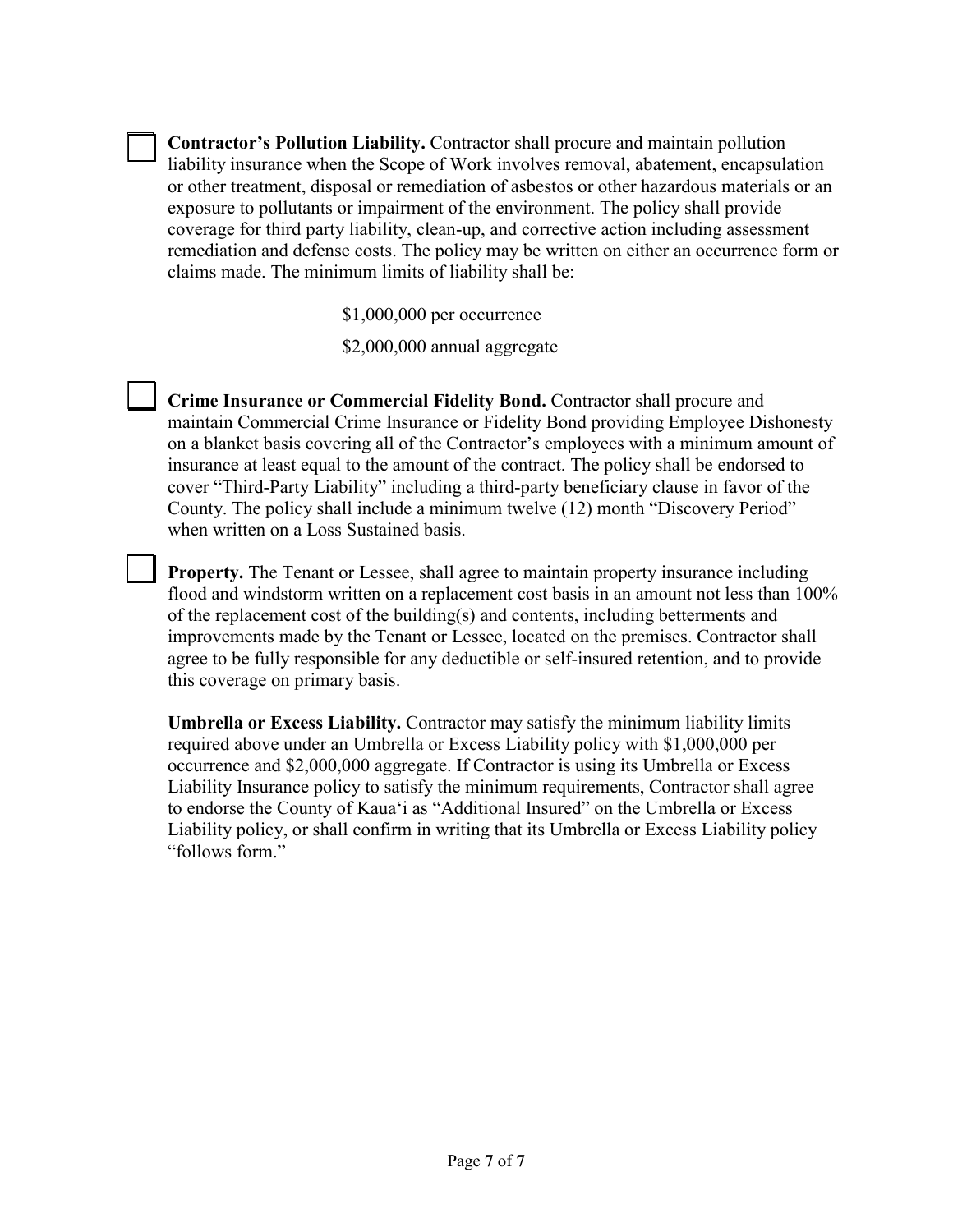☐ **Contractor's Pollution Liability.** Contractor shall procure and maintain pollution liability insurance when the Scope of Work involves removal, abatement, encapsulation or other treatment, disposal or remediation of asbestos or other hazardous materials or an exposure to pollutants or impairment of the environment. The policy shall provide coverage for third party liability, clean-up, and corrective action including assessment remediation and defense costs. The policy may be written on either an occurrence form or claims made. The minimum limits of liability shall be:

$1,000,000 per occurrence

$2,000,000 annual aggregate

☐ **Crime Insurance or Commercial Fidelity Bond.** Contractor shall procure and maintain Commercial Crime Insurance or Fidelity Bond providing Employee Dishonesty on a blanket basis covering all of the Contractor's employees with a minimum amount of insurance at least equal to the amount of the contract. The policy shall be endorsed to cover "Third-Party Liability" including a third-party beneficiary clause in favor of the County. The policy shall include a minimum twelve (12) month "Discovery Period" when written on a Loss Sustained basis.

☐ **Property.** The Tenant or Lessee, shall agree to maintain property insurance including flood and windstorm written on a replacement cost basis in an amount not less than 100% of the replacement cost of the building(s) and contents, including betterments and improvements made by the Tenant or Lessee, located on the premises. Contractor shall agree to be fully responsible for any deductible or self-insured retention, and to provide this coverage on primary basis.

**Umbrella or Excess Liability.** Contractor may satisfy the minimum liability limits required above under an Umbrella or Excess Liability policy with $1,000,000 per occurrence and $2,000,000 aggregate. If Contractor is using its Umbrella or Excess Liability Insurance policy to satisfy the minimum requirements, Contractor shall agree to endorse the County of Kaua'i as "Additional Insured" on the Umbrella or Excess Liability policy, or shall confirm in writing that its Umbrella or Excess Liability policy "follows form."